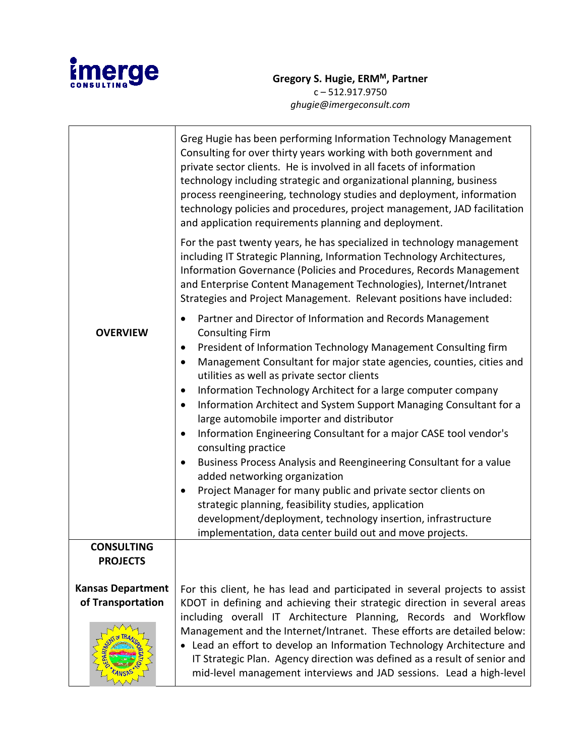**Gregory S. Hugie, ERM[M], Partner**
c – 512.917.9750
*ghugie@imergeconsult.com*

| | |
|---|---|
| **OVERVIEW** | Greg Hugie has been performing Information Technology Management Consulting for over thirty years working with both government and private sector clients. He is involved in all facets of information technology including strategic and organizational planning, business process reengineering, technology studies and deployment, information technology policies and procedures, project management, JAD facilitation and application requirements planning and deployment.<br><br>For the past twenty years, he has specialized in technology management including IT Strategic Planning, Information Technology Architectures, Information Governance (Policies and Procedures, Records Management and Enterprise Content Management Technologies), Internet/Intranet Strategies and Project Management. Relevant positions have included:<br>• Partner and Director of Information and Records Management Consulting Firm<br>• President of Information Technology Management Consulting firm<br>• Management Consultant for major state agencies, counties, cities and utilities as well as private sector clients<br>• Information Technology Architect for a large computer company<br>• Information Architect and System Support Managing Consultant for a large automobile importer and distributor<br>• Information Engineering Consultant for a major CASE tool vendor's consulting practice<br>• Business Process Analysis and Reengineering Consultant for a value added networking organization<br>• Project Manager for many public and private sector clients on strategic planning, feasibility studies, application development/deployment, technology insertion, infrastructure implementation, data center build out and move projects. |
| **CONSULTING PROJECTS** | |
| **Kansas Department of Transportation** | For this client, he has lead and participated in several projects to assist KDOT in defining and achieving their strategic direction in several areas including overall IT Architecture Planning, Records and Workflow Management and the Internet/Intranet. These efforts are detailed below:<br>• Lead an effort to develop an Information Technology Architecture and IT Strategic Plan. Agency direction was defined as a result of senior and mid-level management interviews and JAD sessions. Lead a high-level |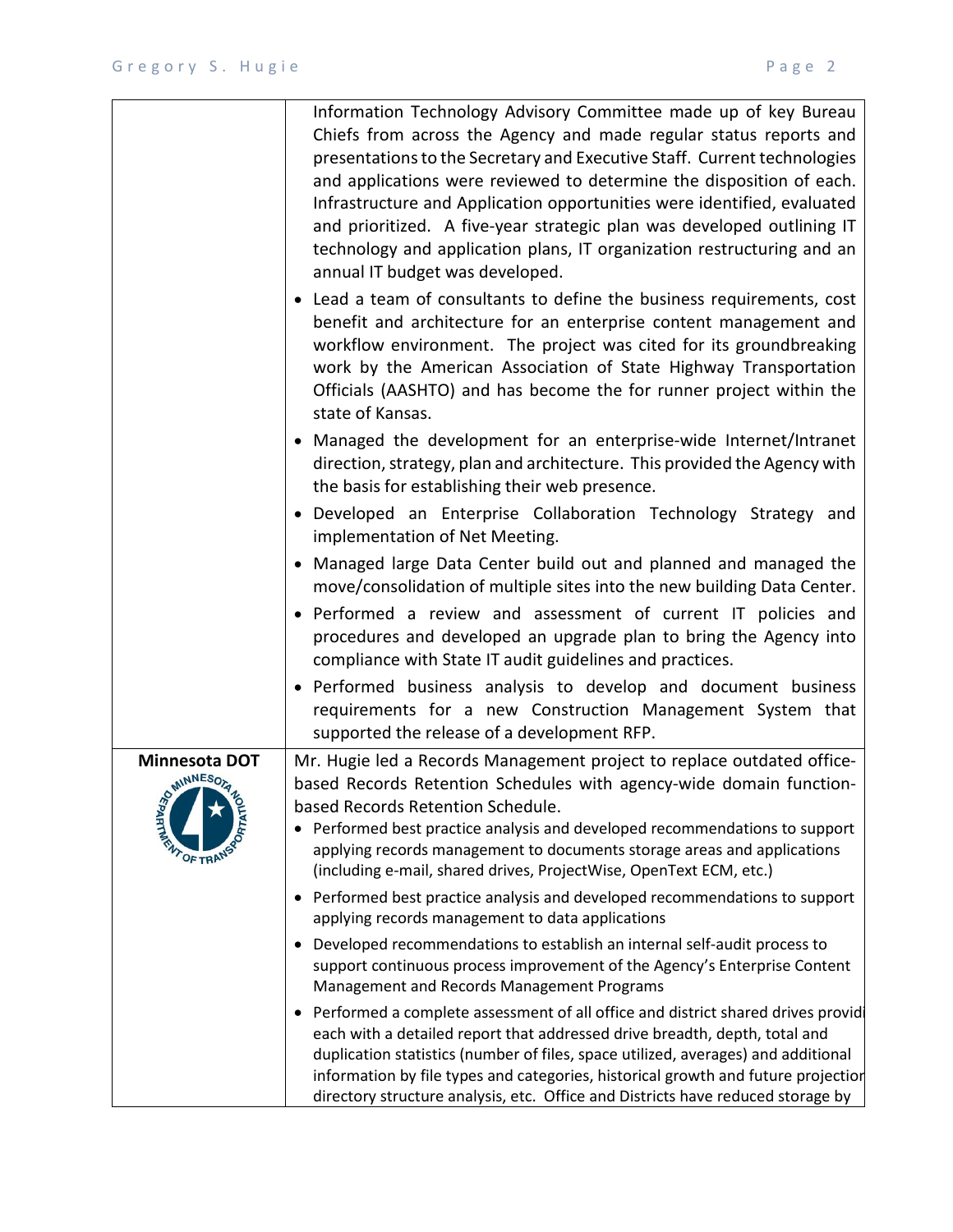| | |
|---|---|
| | Information Technology Advisory Committee made up of key Bureau Chiefs from across the Agency and made regular status reports and presentations to the Secretary and Executive Staff. Current technologies and applications were reviewed to determine the disposition of each. Infrastructure and Application opportunities were identified, evaluated and prioritized. A five-year strategic plan was developed outlining IT technology and application plans, IT organization restructuring and an annual IT budget was developed.<br>• Lead a team of consultants to define the business requirements, cost benefit and architecture for an enterprise content management and workflow environment. The project was cited for its groundbreaking work by the American Association of State Highway Transportation Officials (AASHTO) and has become the for runner project within the state of Kansas.<br>• Managed the development for an enterprise-wide Internet/Intranet direction, strategy, plan and architecture. This provided the Agency with the basis for establishing their web presence.<br>• Developed an Enterprise Collaboration Technology Strategy and implementation of Net Meeting.<br>• Managed large Data Center build out and planned and managed the move/consolidation of multiple sites into the new building Data Center.<br>• Performed a review and assessment of current IT policies and procedures and developed an upgrade plan to bring the Agency into compliance with State IT audit guidelines and practices.<br>• Performed business analysis to develop and document business requirements for a new Construction Management System that supported the release of a development RFP. |
| **Minnesota DOT** | Mr. Hugie led a Records Management project to replace outdated office-based Records Retention Schedules with agency-wide domain function-based Records Retention Schedule.<br>• Performed best practice analysis and developed recommendations to support applying records management to documents storage areas and applications (including e-mail, shared drives, ProjectWise, OpenText ECM, etc.)<br>• Performed best practice analysis and developed recommendations to support applying records management to data applications<br>• Developed recommendations to establish an internal self-audit process to support continuous process improvement of the Agency's Enterprise Content Management and Records Management Programs<br>• Performed a complete assessment of all office and district shared drives providi each with a detailed report that addressed drive breadth, depth, total and duplication statistics (number of files, space utilized, averages) and additional information by file types and categories, historical growth and future projectior directory structure analysis, etc. Office and Districts have reduced storage by |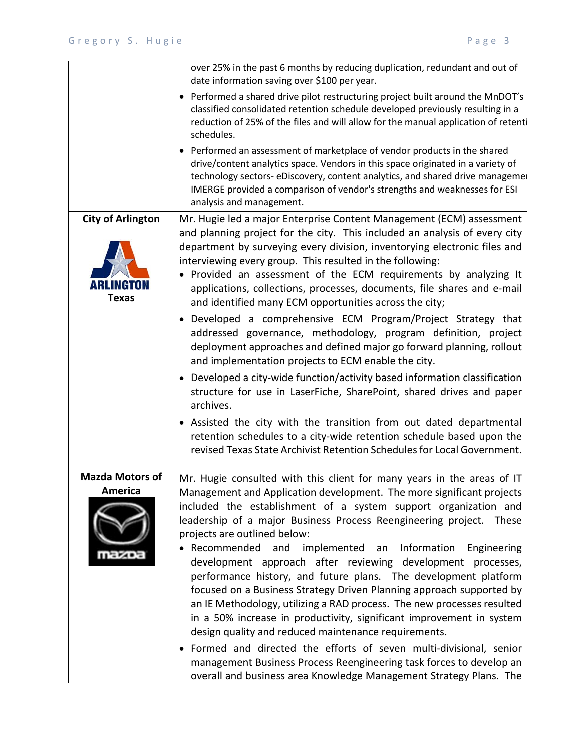| | |
|---|---|
| | over 25% in the past 6 months by reducing duplication, redundant and out of date information saving over $100 per year.<br>• Performed a shared drive pilot restructuring project built around the MnDOT's classified consolidated retention schedule developed previously resulting in a reduction of 25% of the files and will allow for the manual application of retenti schedules.<br>• Performed an assessment of marketplace of vendor products in the shared drive/content analytics space. Vendors in this space originated in a variety of technology sectors- eDiscovery, content analytics, and shared drive manageme IMERGE provided a comparison of vendor's strengths and weaknesses for ESI analysis and management. |
| **City of Arlington**<br><br>ARLINGTON<br>**Texas** | Mr. Hugie led a major Enterprise Content Management (ECM) assessment and planning project for the city. This included an analysis of every city department by surveying every division, inventorying electronic files and interviewing every group. This resulted in the following:<br>• Provided an assessment of the ECM requirements by analyzing It applications, collections, processes, documents, file shares and e-mail and identified many ECM opportunities across the city;<br>• Developed a comprehensive ECM Program/Project Strategy that addressed governance, methodology, program definition, project deployment approaches and defined major go forward planning, rollout and implementation projects to ECM enable the city.<br>• Developed a city-wide function/activity based information classification structure for use in LaserFiche, SharePoint, shared drives and paper archives.<br>• Assisted the city with the transition from out dated departmental retention schedules to a city-wide retention schedule based upon the revised Texas State Archivist Retention Schedules for Local Government. |
| **Mazda Motors of America**<br><br>mazda | Mr. Hugie consulted with this client for many years in the areas of IT Management and Application development. The more significant projects included the establishment of a system support organization and leadership of a major Business Process Reengineering project. These projects are outlined below:<br>• Recommended and implemented an Information Engineering development approach after reviewing development processes, performance history, and future plans. The development platform focused on a Business Strategy Driven Planning approach supported by an IE Methodology, utilizing a RAD process. The new processes resulted in a 50% increase in productivity, significant improvement in system design quality and reduced maintenance requirements.<br>• Formed and directed the efforts of seven multi-divisional, senior management Business Process Reengineering task forces to develop an overall and business area Knowledge Management Strategy Plans. The |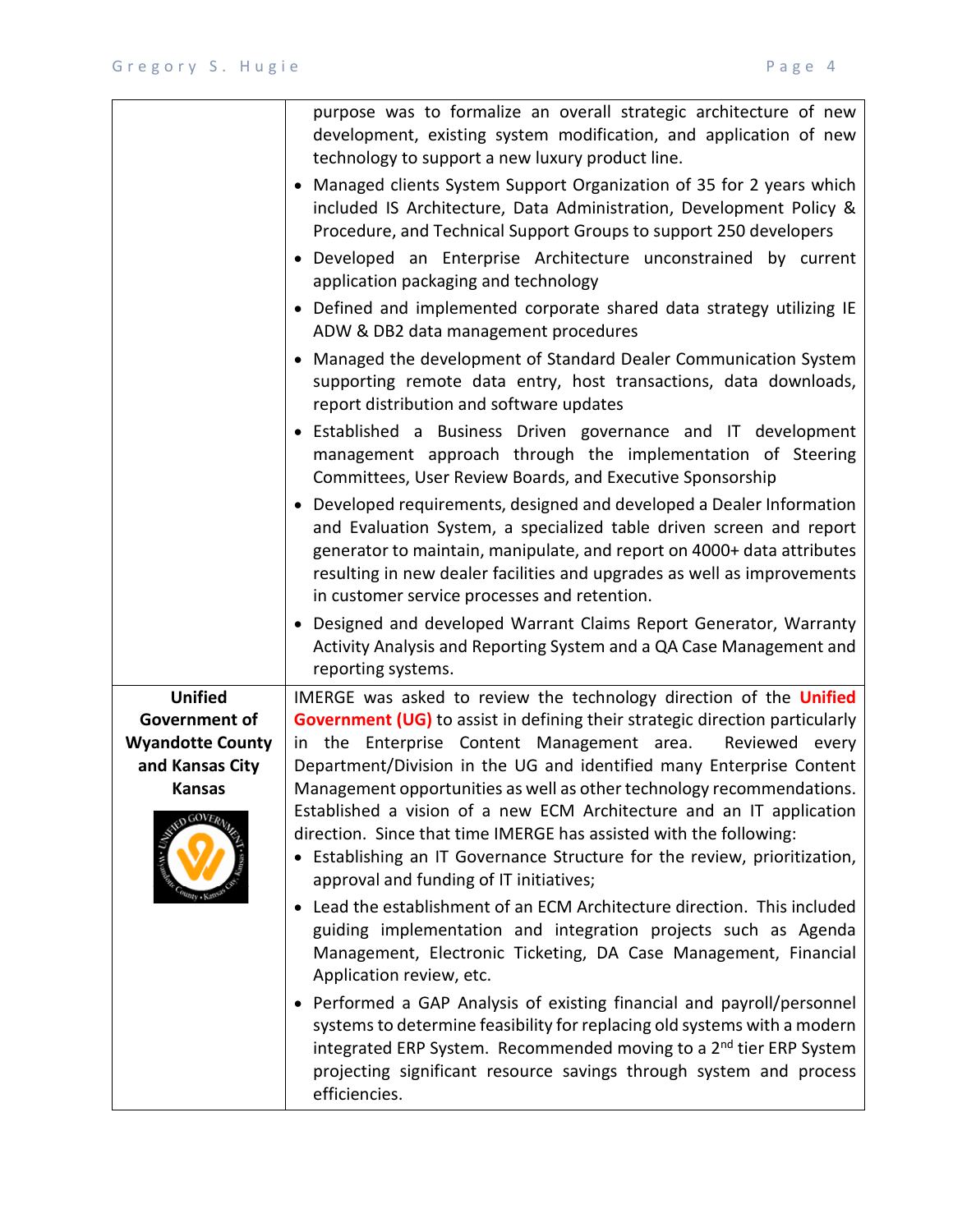| | |
|---|---|
| | purpose was to formalize an overall strategic architecture of new development, existing system modification, and application of new technology to support a new luxury product line.<br>• Managed clients System Support Organization of 35 for 2 years which included IS Architecture, Data Administration, Development Policy & Procedure, and Technical Support Groups to support 250 developers<br>• Developed an Enterprise Architecture unconstrained by current application packaging and technology<br>• Defined and implemented corporate shared data strategy utilizing IE ADW & DB2 data management procedures<br>• Managed the development of Standard Dealer Communication System supporting remote data entry, host transactions, data downloads, report distribution and software updates<br>• Established a Business Driven governance and IT development management approach through the implementation of Steering Committees, User Review Boards, and Executive Sponsorship<br>• Developed requirements, designed and developed a Dealer Information and Evaluation System, a specialized table driven screen and report generator to maintain, manipulate, and report on 4000+ data attributes resulting in new dealer facilities and upgrades as well as improvements in customer service processes and retention.<br>• Designed and developed Warrant Claims Report Generator, Warranty Activity Analysis and Reporting System and a QA Case Management and reporting systems. |
| **Unified Government of Wyandotte County and Kansas City Kansas** | IMERGE was asked to review the technology direction of the **Unified Government (UG)** to assist in defining their strategic direction particularly in the Enterprise Content Management area. Reviewed every Department/Division in the UG and identified many Enterprise Content Management opportunities as well as other technology recommendations. Established a vision of a new ECM Architecture and an IT application direction. Since that time IMERGE has assisted with the following:<br>• Establishing an IT Governance Structure for the review, prioritization, approval and funding of IT initiatives;<br>• Lead the establishment of an ECM Architecture direction. This included guiding implementation and integration projects such as Agenda Management, Electronic Ticketing, DA Case Management, Financial Application review, etc.<br>• Performed a GAP Analysis of existing financial and payroll/personnel systems to determine feasibility for replacing old systems with a modern integrated ERP System. Recommended moving to a 2nd tier ERP System projecting significant resource savings through system and process efficiencies. |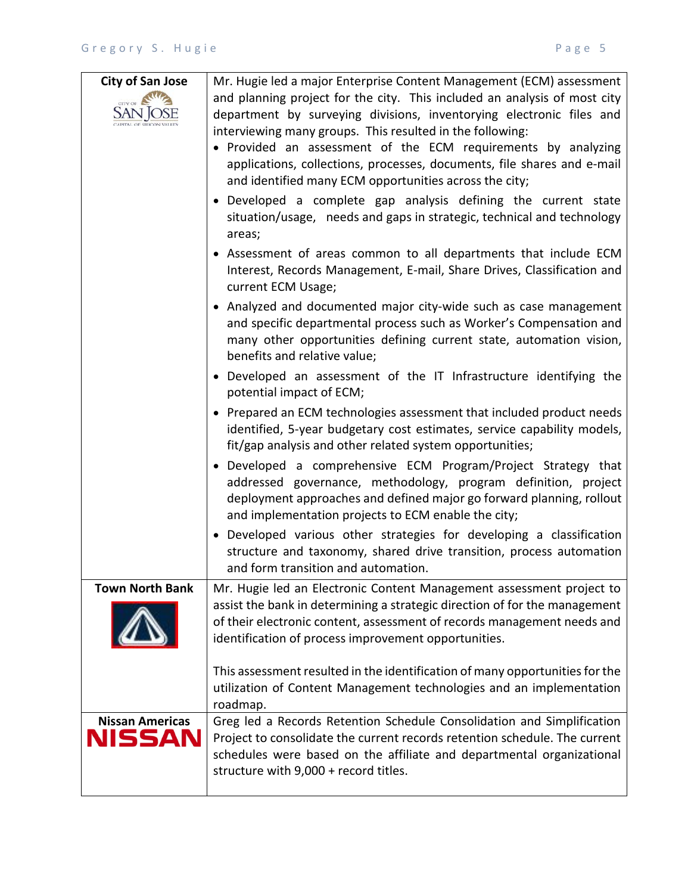| City of San Jose | Mr. Hugie led a major Enterprise Content Management (ECM) assessment and planning project for the city. This included an analysis of most city department by surveying divisions, inventorying electronic files and interviewing many groups. This resulted in the following:<br>• Provided an assessment of the ECM requirements by analyzing applications, collections, processes, documents, file shares and e-mail and identified many ECM opportunities across the city;<br>• Developed a complete gap analysis defining the current state situation/usage, needs and gaps in strategic, technical and technology areas;<br>• Assessment of areas common to all departments that include ECM Interest, Records Management, E-mail, Share Drives, Classification and current ECM Usage;<br>• Analyzed and documented major city-wide such as case management and specific departmental process such as Worker's Compensation and many other opportunities defining current state, automation vision, benefits and relative value;<br>• Developed an assessment of the IT Infrastructure identifying the potential impact of ECM;<br>• Prepared an ECM technologies assessment that included product needs identified, 5-year budgetary cost estimates, service capability models, fit/gap analysis and other related system opportunities;<br>• Developed a comprehensive ECM Program/Project Strategy that addressed governance, methodology, program definition, project deployment approaches and defined major go forward planning, rollout and implementation projects to ECM enable the city;<br>• Developed various other strategies for developing a classification structure and taxonomy, shared drive transition, process automation and form transition and automation. |
|---|---|
| **Town North Bank** | Mr. Hugie led an Electronic Content Management assessment project to assist the bank in determining a strategic direction of for the management of their electronic content, assessment of records management needs and identification of process improvement opportunities.<br><br>This assessment resulted in the identification of many opportunities for the utilization of Content Management technologies and an implementation roadmap. |
| **Nissan Americas** | Greg led a Records Retention Schedule Consolidation and Simplification Project to consolidate the current records retention schedule. The current schedules were based on the affiliate and departmental organizational structure with 9,000 + record titles. |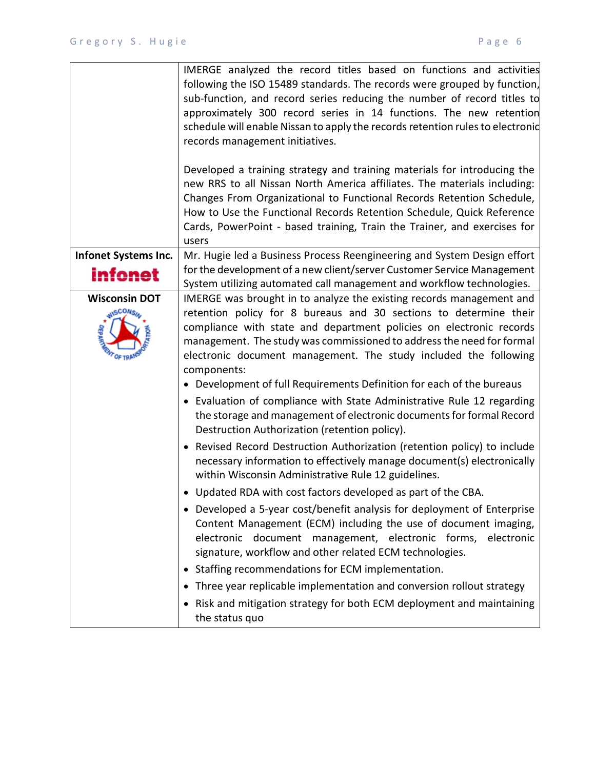| | |
|---|---|
| | IMERGE analyzed the record titles based on functions and activities following the ISO 15489 standards. The records were grouped by function, sub-function, and record series reducing the number of record titles to approximately 300 record series in 14 functions. The new retention schedule will enable Nissan to apply the records retention rules to electronic records management initiatives.<br><br>Developed a training strategy and training materials for introducing the new RRS to all Nissan North America affiliates. The materials including: Changes From Organizational to Functional Records Retention Schedule, How to Use the Functional Records Retention Schedule, Quick Reference Cards, PowerPoint - based training, Train the Trainer, and exercises for users |
| **Infonet Systems Inc.** | Mr. Hugie led a Business Process Reengineering and System Design effort for the development of a new client/server Customer Service Management System utilizing automated call management and workflow technologies. |
| **Wisconsin DOT** | IMERGE was brought in to analyze the existing records management and retention policy for 8 bureaus and 30 sections to determine their compliance with state and department policies on electronic records management. The study was commissioned to address the need for formal electronic document management. The study included the following components:<br>• Development of full Requirements Definition for each of the bureaus<br>• Evaluation of compliance with State Administrative Rule 12 regarding the storage and management of electronic documents for formal Record Destruction Authorization (retention policy).<br>• Revised Record Destruction Authorization (retention policy) to include necessary information to effectively manage document(s) electronically within Wisconsin Administrative Rule 12 guidelines.<br>• Updated RDA with cost factors developed as part of the CBA.<br>• Developed a 5-year cost/benefit analysis for deployment of Enterprise Content Management (ECM) including the use of document imaging, electronic document management, electronic forms, electronic signature, workflow and other related ECM technologies.<br>• Staffing recommendations for ECM implementation.<br>• Three year replicable implementation and conversion rollout strategy<br>• Risk and mitigation strategy for both ECM deployment and maintaining the status quo |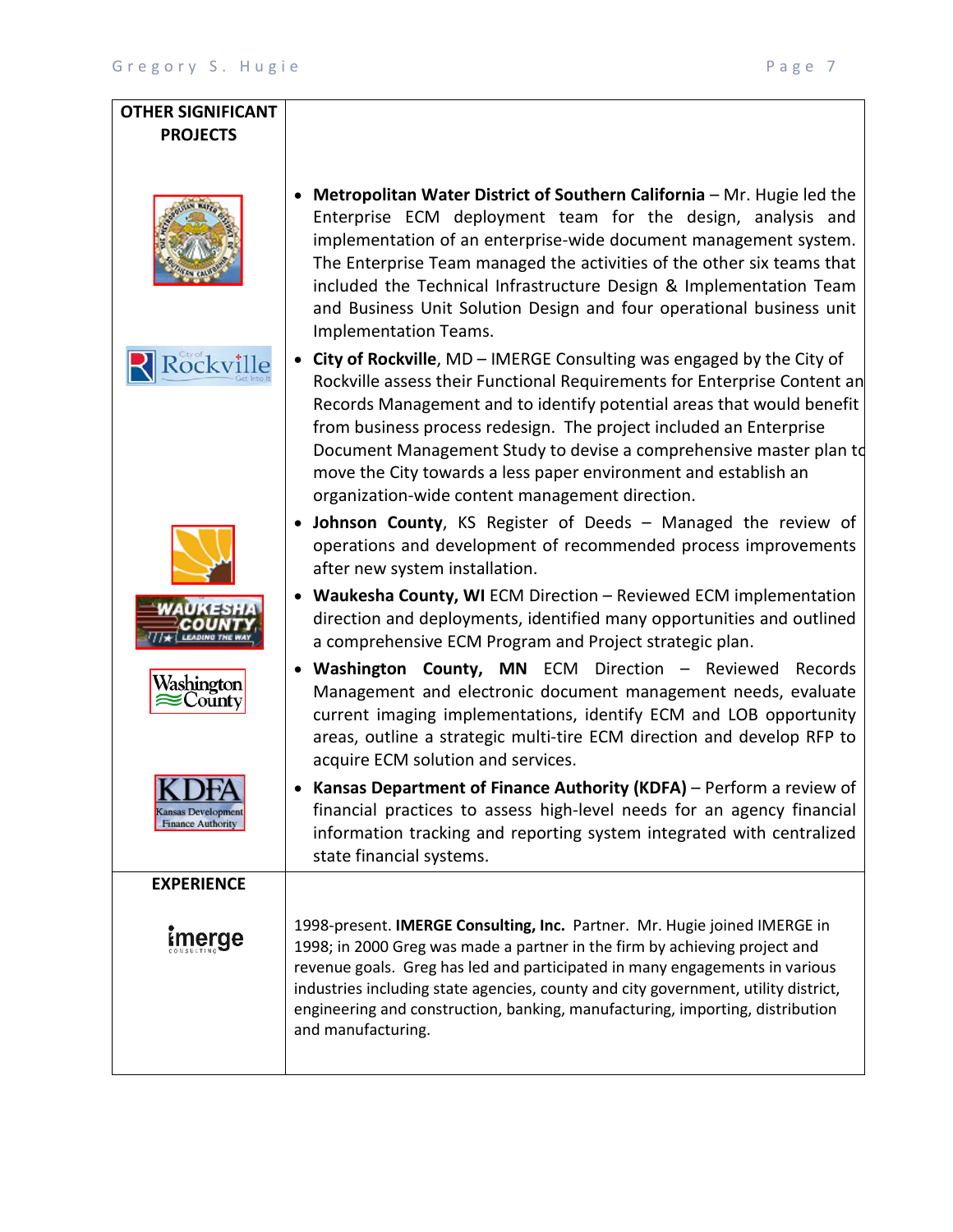## OTHER SIGNIFICANT PROJECTS

- **Metropolitan Water District of Southern California** – Mr. Hugie led the Enterprise ECM deployment team for the design, analysis and implementation of an enterprise-wide document management system. The Enterprise Team managed the activities of the other six teams that included the Technical Infrastructure Design & Implementation Team and Business Unit Solution Design and four operational business unit Implementation Teams.
- **City of Rockville**, MD – IMERGE Consulting was engaged by the City of Rockville assess their Functional Requirements for Enterprise Content an Records Management and to identify potential areas that would benefit from business process redesign. The project included an Enterprise Document Management Study to devise a comprehensive master plan to move the City towards a less paper environment and establish an organization-wide content management direction.
- **Johnson County**, KS Register of Deeds – Managed the review of operations and development of recommended process improvements after new system installation.
- **Waukesha County, WI** ECM Direction – Reviewed ECM implementation direction and deployments, identified many opportunities and outlined a comprehensive ECM Program and Project strategic plan.
- **Washington County, MN** ECM Direction – Reviewed Records Management and electronic document management needs, evaluate current imaging implementations, identify ECM and LOB opportunity areas, outline a strategic multi-tire ECM direction and develop RFP to acquire ECM solution and services.
- **Kansas Department of Finance Authority (KDFA)** – Perform a review of financial practices to assess high-level needs for an agency financial information tracking and reporting system integrated with centralized state financial systems.

## EXPERIENCE

1998-present. **IMERGE Consulting, Inc.** Partner. Mr. Hugie joined IMERGE in 1998; in 2000 Greg was made a partner in the firm by achieving project and revenue goals. Greg has led and participated in many engagements in various industries including state agencies, county and city government, utility district, engineering and construction, banking, manufacturing, importing, distribution and manufacturing.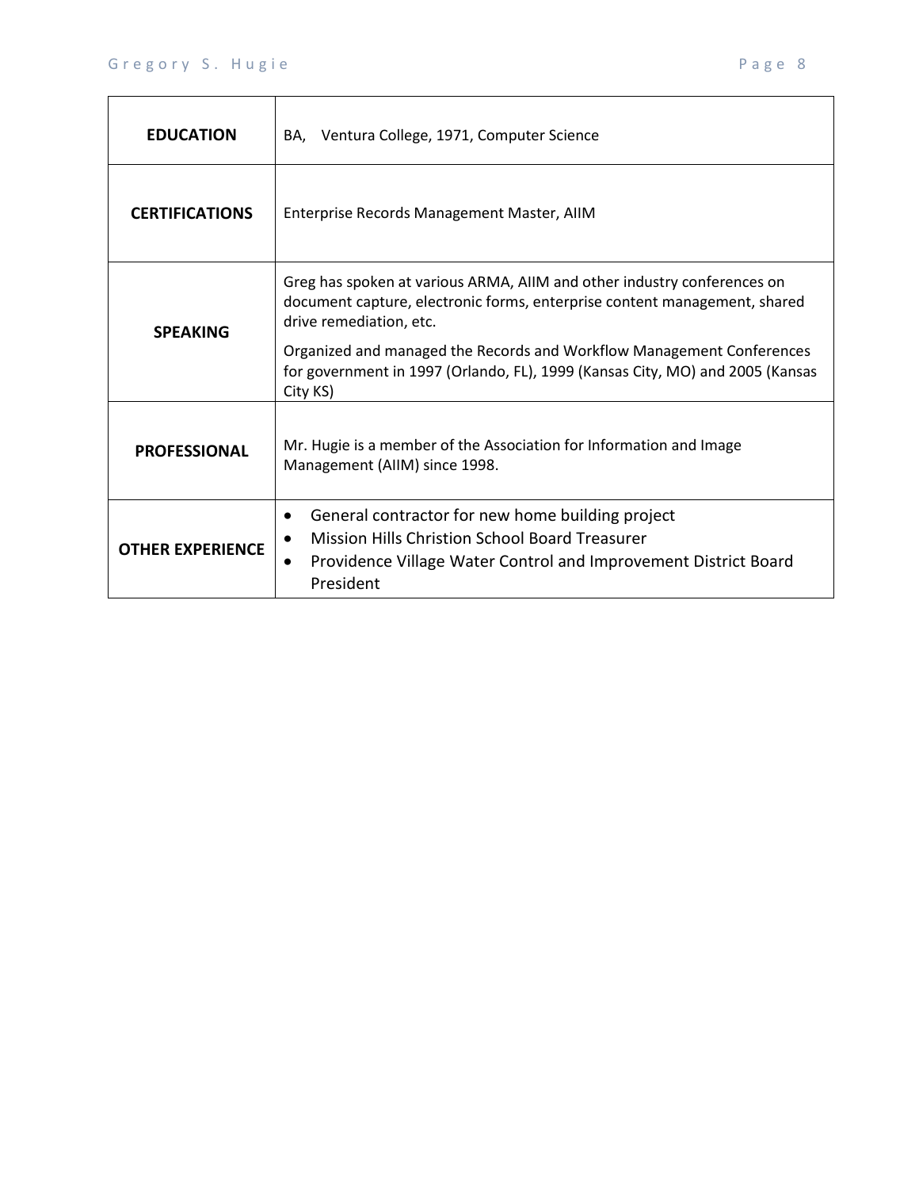| | |
|---|---|
| **EDUCATION** | BA, Ventura College, 1971, Computer Science |
| **CERTIFICATIONS** | Enterprise Records Management Master, AIIM |
| **SPEAKING** | Greg has spoken at various ARMA, AIIM and other industry conferences on document capture, electronic forms, enterprise content management, shared drive remediation, etc.<br><br>Organized and managed the Records and Workflow Management Conferences for government in 1997 (Orlando, FL), 1999 (Kansas City, MO) and 2005 (Kansas City KS) |
| **PROFESSIONAL** | Mr. Hugie is a member of the Association for Information and Image Management (AIIM) since 1998. |
| **OTHER EXPERIENCE** | • General contractor for new home building project<br>• Mission Hills Christion School Board Treasurer<br>• Providence Village Water Control and Improvement District Board President |